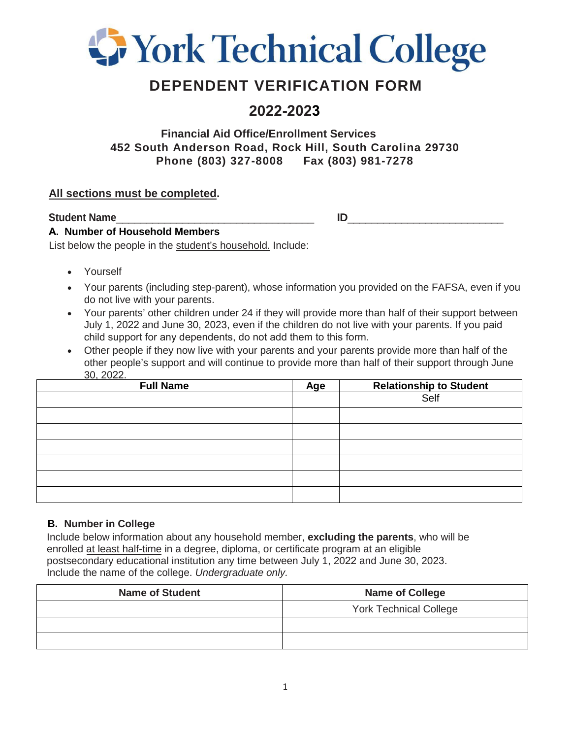# York Technical College

## DEPENDENT VERIFICATION FORM

## 2022-2023

**Financial Aid Office/Enrollment Services**
**452 South Anderson Road, Rock Hill, South Carolina 29730**
**Phone (803) 327-8008 Fax (803) 981-7278**

**All sections must be completed.**

**Student Name**__________________________________ **ID**_________________________

### A. Number of Household Members

List below the people in the student's household. Include:

- Yourself
- Your parents (including step-parent), whose information you provided on the FAFSA, even if you do not live with your parents.
- Your parents' other children under 24 if they will provide more than half of their support between July 1, 2022 and June 30, 2023, even if the children do not live with your parents. If you paid child support for any dependents, do not add them to this form.
- Other people if they now live with your parents and your parents provide more than half of the other people's support and will continue to provide more than half of their support through June 30, 2022.

| Full Name | Age | Relationship to Student |
|---|---|---|
| | | Self |
| | | |
| | | |
| | | |
| | | |
| | | |
| | | |

### B. Number in College

Include below information about any household member, **excluding the parents**, who will be enrolled at least half-time in a degree, diploma, or certificate program at an eligible postsecondary educational institution any time between July 1, 2022 and June 30, 2023. Include the name of the college. *Undergraduate only.*

| Name of Student | Name of College |
|---|---|
| | York Technical College |
| | |
| | |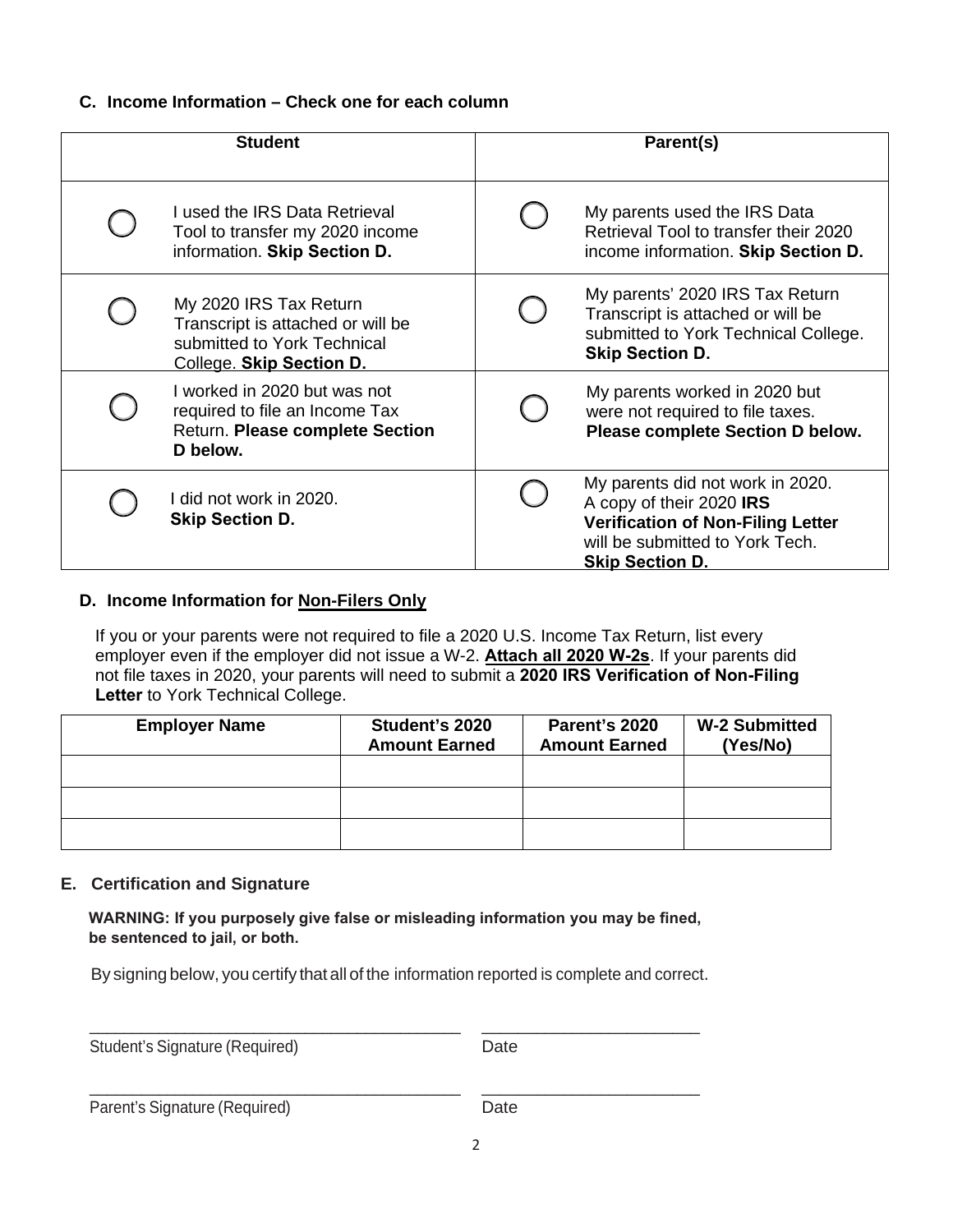### C. Income Information – Check one for each column

| Student | | Parent(s) | |
|---|---|---|---|
| ◯ | I used the IRS Data Retrieval Tool to transfer my 2020 income information. **Skip Section D.** | ◯ | My parents used the IRS Data Retrieval Tool to transfer their 2020 income information. **Skip Section D.** |
| ◯ | My 2020 IRS Tax Return Transcript is attached or will be submitted to York Technical College. **Skip Section D.** | ◯ | My parents' 2020 IRS Tax Return Transcript is attached or will be submitted to York Technical College. **Skip Section D.** |
| ◯ | I worked in 2020 but was not required to file an Income Tax Return. **Please complete Section D below.** | ◯ | My parents worked in 2020 but were not required to file taxes. **Please complete Section D below.** |
| ◯ | I did not work in 2020. **Skip Section D.** | ◯ | My parents did not work in 2020. A copy of their 2020 **IRS Verification of Non-Filing Letter** will be submitted to York Tech. **Skip Section D.** |

### D. Income Information for Non-Filers Only

If you or your parents were not required to file a 2020 U.S. Income Tax Return, list every employer even if the employer did not issue a W-2. **Attach all 2020 W-2s**. If your parents did not file taxes in 2020, your parents will need to submit a **2020 IRS Verification of Non-Filing Letter** to York Technical College.

| Employer Name | Student's 2020 Amount Earned | Parent's 2020 Amount Earned | W-2 Submitted (Yes/No) |
|---|---|---|---|
| | | | |
| | | | |
| | | | |

### E. Certification and Signature

**WARNING: If you purposely give false or misleading information you may be fined, be sentenced to jail, or both.**

By signing below, you certify that all of the information reported is complete and correct.

_________________________________________ ________________________

Student's Signature (Required) Date

_________________________________________ ________________________

Parent's Signature (Required) Date